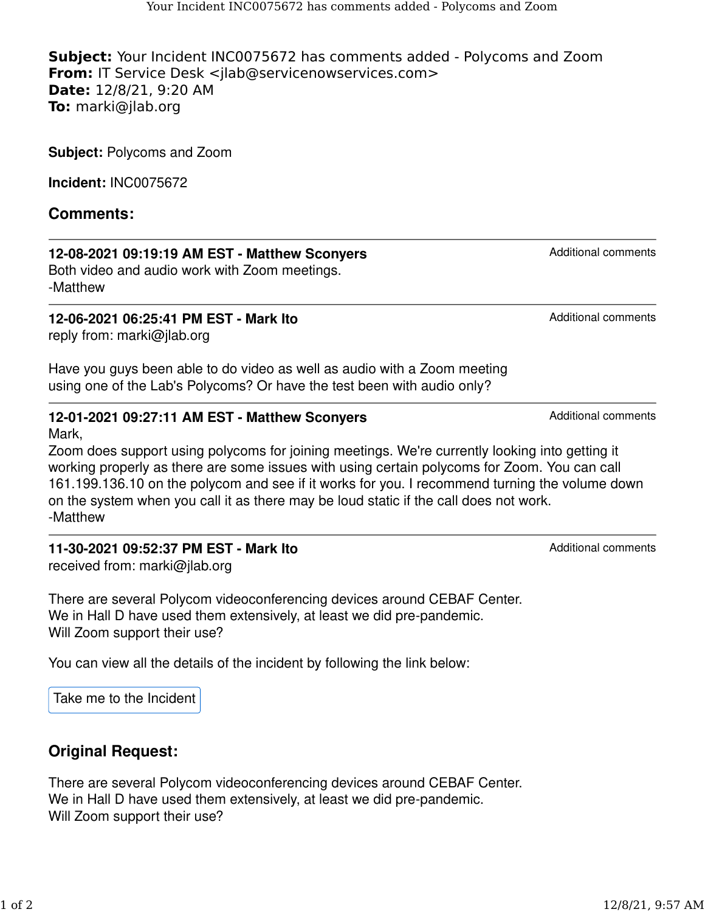**Subject:** Your Incident INC0075672 has comments added - Polycoms and Zoom
**From:** IT Service Desk <jlab@servicenowservices.com>
**Date:** 12/8/21, 9:20 AM
**To:** marki@jlab.org

**Subject:** Polycoms and Zoom

**Incident:** INC0075672

## Comments:

---

**12-08-2021 09:19:19 AM EST - Matthew Sconyers** — Additional comments

Both video and audio work with Zoom meetings.
-Matthew

---

**12-06-2021 06:25:41 PM EST - Mark Ito** — Additional comments

reply from: marki@jlab.org

Have you guys been able to do video as well as audio with a Zoom meeting using one of the Lab's Polycoms? Or have the test been with audio only?

---

**12-01-2021 09:27:11 AM EST - Matthew Sconyers** — Additional comments

Mark,
Zoom does support using polycoms for joining meetings. We're currently looking into getting it working properly as there are some issues with using certain polycoms for Zoom. You can call 161.199.136.10 on the polycom and see if it works for you. I recommend turning the volume down on the system when you call it as there may be loud static if the call does not work.
-Matthew

---

**11-30-2021 09:52:37 PM EST - Mark Ito** — Additional comments

received from: marki@jlab.org

There are several Polycom videoconferencing devices around CEBAF Center.
We in Hall D have used them extensively, at least we did pre-pandemic.
Will Zoom support their use?

You can view all the details of the incident by following the link below:

Take me to the Incident

## Original Request:

There are several Polycom videoconferencing devices around CEBAF Center.
We in Hall D have used them extensively, at least we did pre-pandemic.
Will Zoom support their use?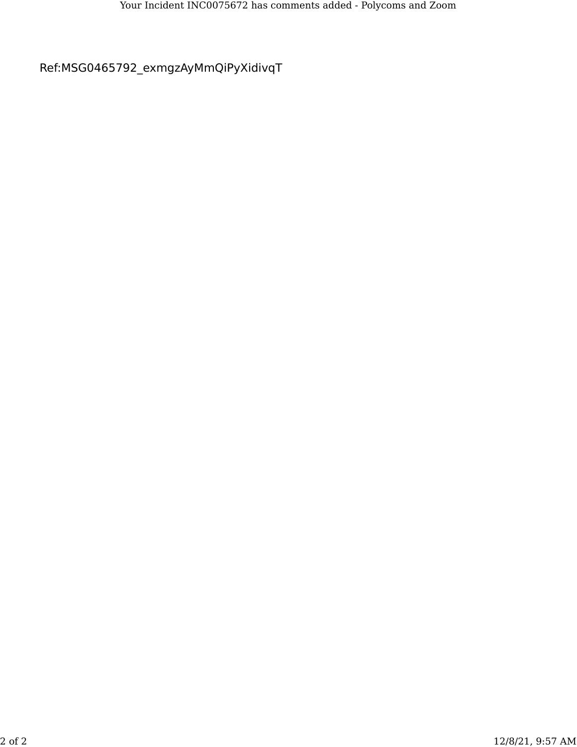Ref:MSG0465792_exmgzAyMmQiPyXidivqT